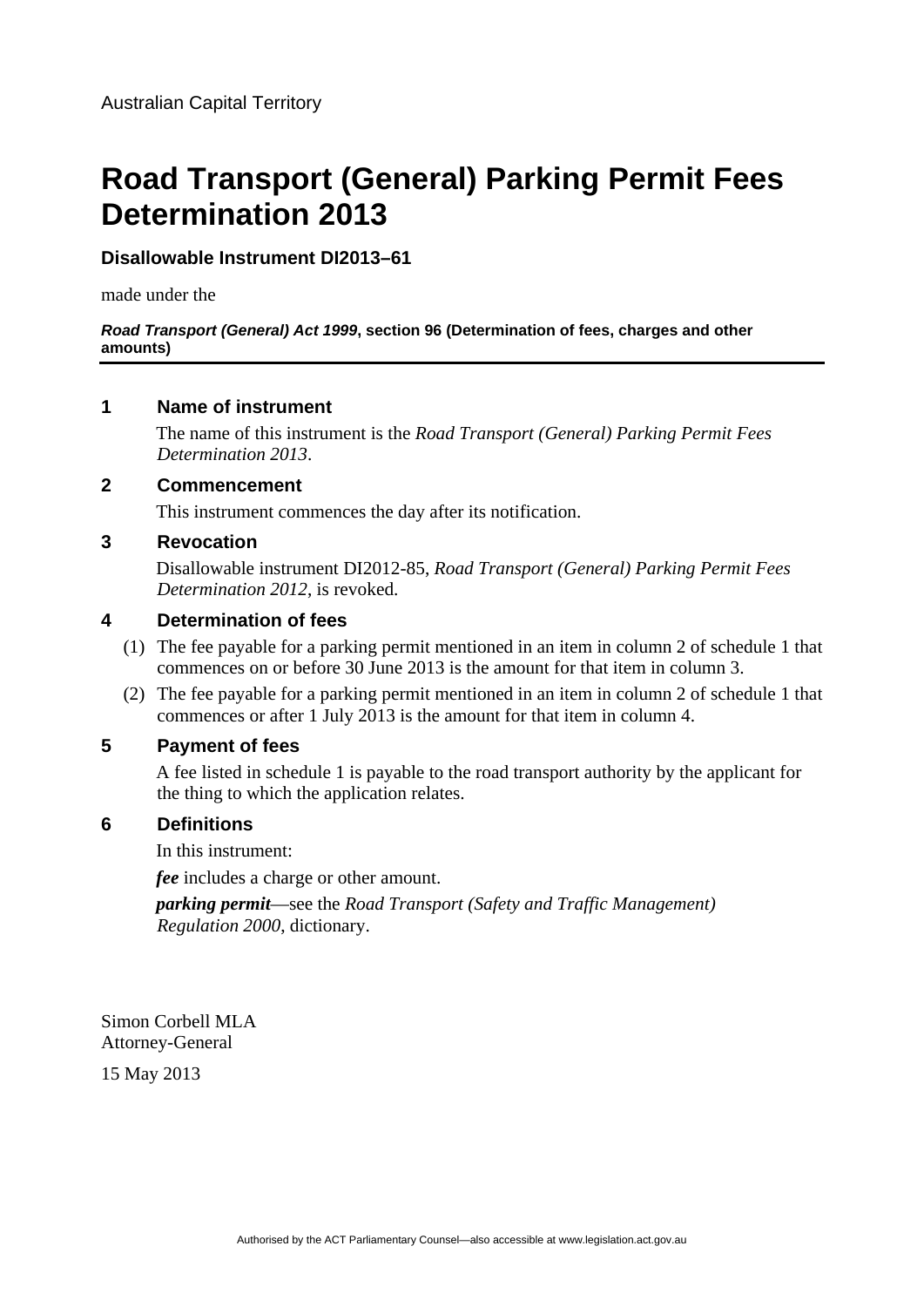Australian Capital Territory

# Road Transport (General) Parking Permit Fees Determination 2013

**Disallowable Instrument DI2013–61**

made under the

***Road Transport (General) Act 1999*, section 96 (Determination of fees, charges and other amounts)**

## 1 Name of instrument

The name of this instrument is the *Road Transport (General) Parking Permit Fees Determination 2013*.

## 2 Commencement

This instrument commences the day after its notification.

## 3 Revocation

Disallowable instrument DI2012-85, *Road Transport (General) Parking Permit Fees Determination 2012*, is revoked.

## 4 Determination of fees

(1) The fee payable for a parking permit mentioned in an item in column 2 of schedule 1 that commences on or before 30 June 2013 is the amount for that item in column 3.

(2) The fee payable for a parking permit mentioned in an item in column 2 of schedule 1 that commences or after 1 July 2013 is the amount for that item in column 4.

## 5 Payment of fees

A fee listed in schedule 1 is payable to the road transport authority by the applicant for the thing to which the application relates.

## 6 Definitions

In this instrument:

***fee*** includes a charge or other amount.

***parking permit***—see the *Road Transport (Safety and Traffic Management) Regulation 2000*, dictionary.

Simon Corbell MLA
Attorney-General

15 May 2013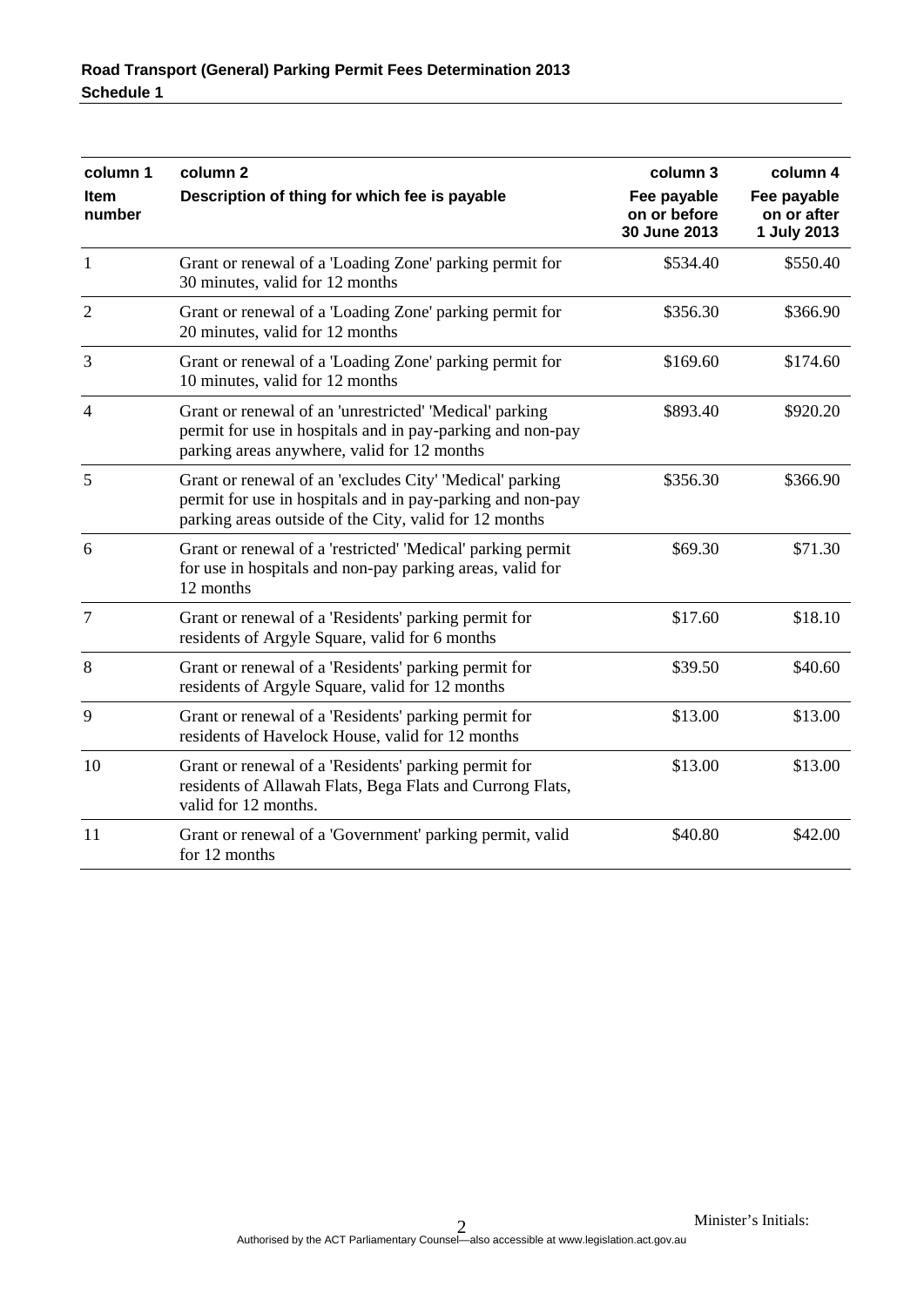| column 1<br>Item number | column 2<br>Description of thing for which fee is payable | column 3<br>Fee payable on or before 30 June 2013 | column 4<br>Fee payable on or after 1 July 2013 |
|---|---|---|---|
| 1 | Grant or renewal of a 'Loading Zone' parking permit for 30 minutes, valid for 12 months | $534.40 | $550.40 |
| 2 | Grant or renewal of a 'Loading Zone' parking permit for 20 minutes, valid for 12 months | $356.30 | $366.90 |
| 3 | Grant or renewal of a 'Loading Zone' parking permit for 10 minutes, valid for 12 months | $169.60 | $174.60 |
| 4 | Grant or renewal of an 'unrestricted' 'Medical' parking permit for use in hospitals and in pay-parking and non-pay parking areas anywhere, valid for 12 months | $893.40 | $920.20 |
| 5 | Grant or renewal of an 'excludes City' 'Medical' parking permit for use in hospitals and in pay-parking and non-pay parking areas outside of the City, valid for 12 months | $356.30 | $366.90 |
| 6 | Grant or renewal of a 'restricted' 'Medical' parking permit for use in hospitals and non-pay parking areas, valid for 12 months | $69.30 | $71.30 |
| 7 | Grant or renewal of a 'Residents' parking permit for residents of Argyle Square, valid for 6 months | $17.60 | $18.10 |
| 8 | Grant or renewal of a 'Residents' parking permit for residents of Argyle Square, valid for 12 months | $39.50 | $40.60 |
| 9 | Grant or renewal of a 'Residents' parking permit for residents of Havelock House, valid for 12 months | $13.00 | $13.00 |
| 10 | Grant or renewal of a 'Residents' parking permit for residents of Allawah Flats, Bega Flats and Currong Flats, valid for 12 months. | $13.00 | $13.00 |
| 11 | Grant or renewal of a 'Government' parking permit, valid for 12 months | $40.80 | $42.00 |

Minister's Initials: